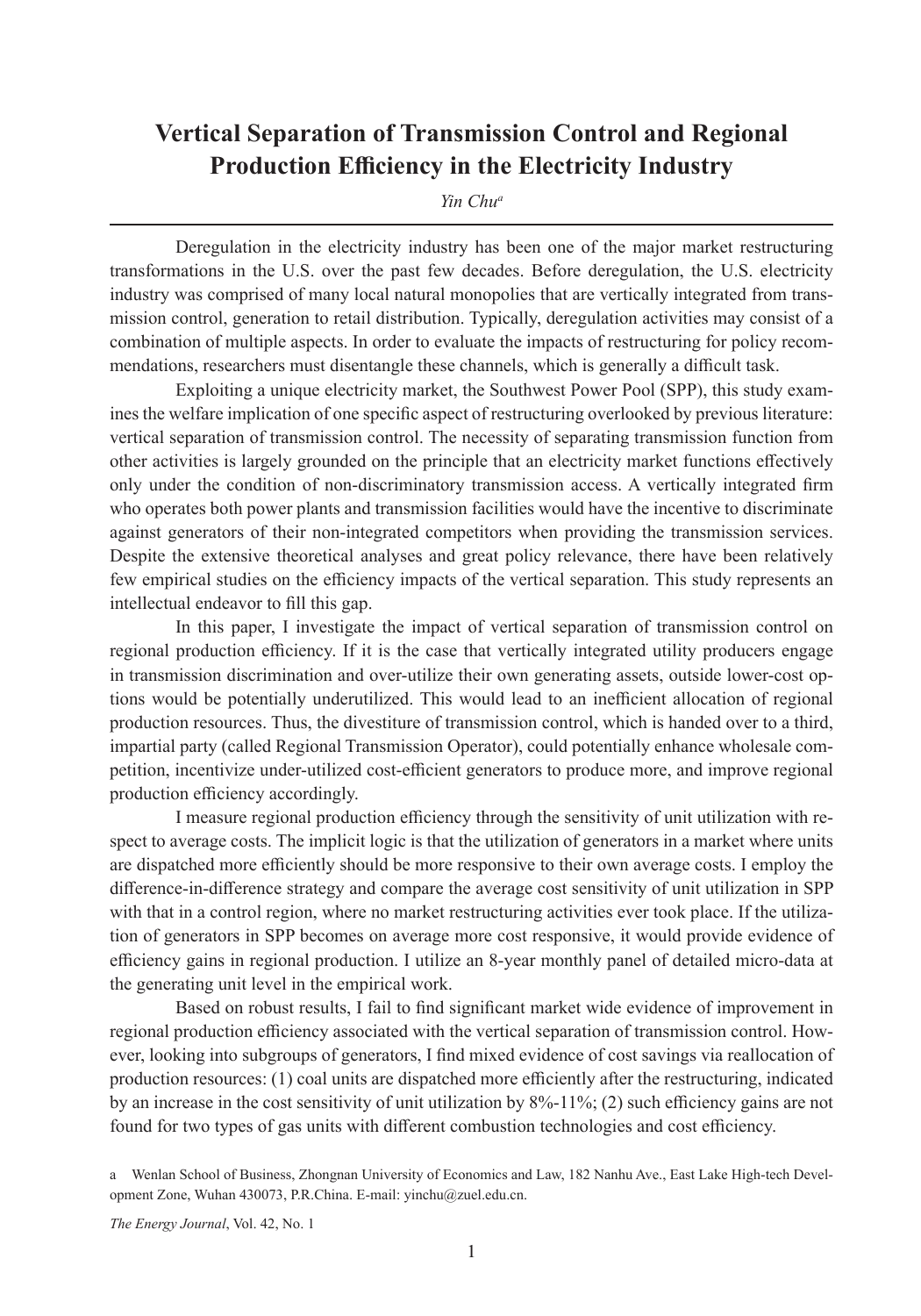# Vertical Separation of Transmission Control and Regional Production Efficiency in the Electricity Industry

*Yin Chu*[a]

---

Deregulation in the electricity industry has been one of the major market restructuring transformations in the U.S. over the past few decades. Before deregulation, the U.S. electricity industry was comprised of many local natural monopolies that are vertically integrated from transmission control, generation to retail distribution. Typically, deregulation activities may consist of a combination of multiple aspects. In order to evaluate the impacts of restructuring for policy recommendations, researchers must disentangle these channels, which is generally a difficult task.

Exploiting a unique electricity market, the Southwest Power Pool (SPP), this study examines the welfare implication of one specific aspect of restructuring overlooked by previous literature: vertical separation of transmission control. The necessity of separating transmission function from other activities is largely grounded on the principle that an electricity market functions effectively only under the condition of non-discriminatory transmission access. A vertically integrated firm who operates both power plants and transmission facilities would have the incentive to discriminate against generators of their non-integrated competitors when providing the transmission services. Despite the extensive theoretical analyses and great policy relevance, there have been relatively few empirical studies on the efficiency impacts of the vertical separation. This study represents an intellectual endeavor to fill this gap.

In this paper, I investigate the impact of vertical separation of transmission control on regional production efficiency. If it is the case that vertically integrated utility producers engage in transmission discrimination and over-utilize their own generating assets, outside lower-cost options would be potentially underutilized. This would lead to an inefficient allocation of regional production resources. Thus, the divestiture of transmission control, which is handed over to a third, impartial party (called Regional Transmission Operator), could potentially enhance wholesale competition, incentivize under-utilized cost-efficient generators to produce more, and improve regional production efficiency accordingly.

I measure regional production efficiency through the sensitivity of unit utilization with respect to average costs. The implicit logic is that the utilization of generators in a market where units are dispatched more efficiently should be more responsive to their own average costs. I employ the difference-in-difference strategy and compare the average cost sensitivity of unit utilization in SPP with that in a control region, where no market restructuring activities ever took place. If the utilization of generators in SPP becomes on average more cost responsive, it would provide evidence of efficiency gains in regional production. I utilize an 8-year monthly panel of detailed micro-data at the generating unit level in the empirical work.

Based on robust results, I fail to find significant market wide evidence of improvement in regional production efficiency associated with the vertical separation of transmission control. However, looking into subgroups of generators, I find mixed evidence of cost savings via reallocation of production resources: (1) coal units are dispatched more efficiently after the restructuring, indicated by an increase in the cost sensitivity of unit utilization by 8%-11%; (2) such efficiency gains are not found for two types of gas units with different combustion technologies and cost efficiency.

[a] Wenlan School of Business, Zhongnan University of Economics and Law, 182 Nanhu Ave., East Lake High-tech Development Zone, Wuhan 430073, P.R.China. E-mail: yinchu@zuel.edu.cn.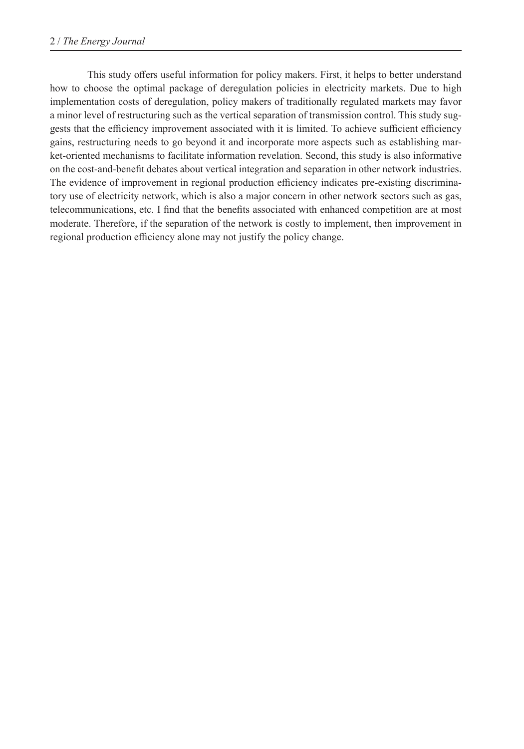This study offers useful information for policy makers. First, it helps to better understand how to choose the optimal package of deregulation policies in electricity markets. Due to high implementation costs of deregulation, policy makers of traditionally regulated markets may favor a minor level of restructuring such as the vertical separation of transmission control. This study suggests that the efficiency improvement associated with it is limited. To achieve sufficient efficiency gains, restructuring needs to go beyond it and incorporate more aspects such as establishing market-oriented mechanisms to facilitate information revelation. Second, this study is also informative on the cost-and-benefit debates about vertical integration and separation in other network industries. The evidence of improvement in regional production efficiency indicates pre-existing discriminatory use of electricity network, which is also a major concern in other network sectors such as gas, telecommunications, etc. I find that the benefits associated with enhanced competition are at most moderate. Therefore, if the separation of the network is costly to implement, then improvement in regional production efficiency alone may not justify the policy change.